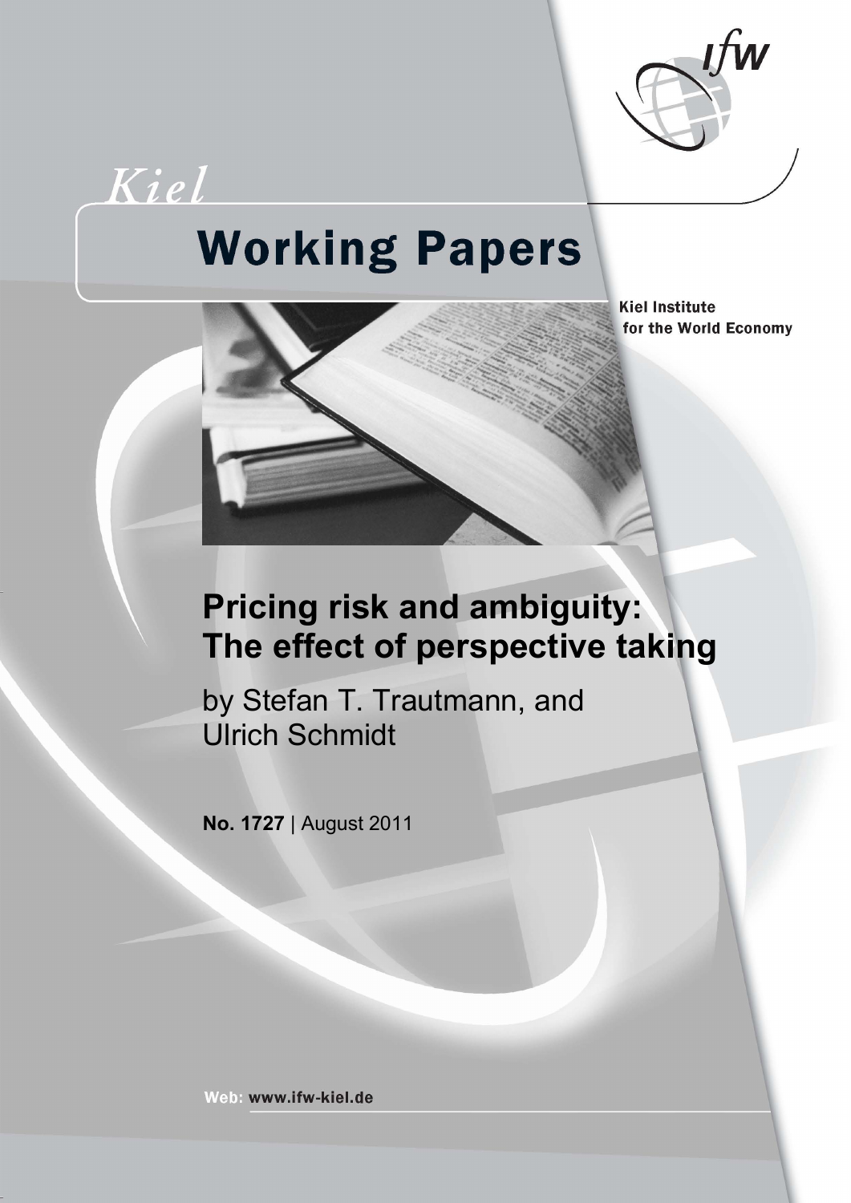Kiel

# Working Papers

Kiel Institute for the World Economy

# Pricing risk and ambiguity: The effect of perspective taking

by Stefan T. Trautmann, and Ulrich Schmidt

**No. 1727** | August 2011

Web: www.ifw-kiel.de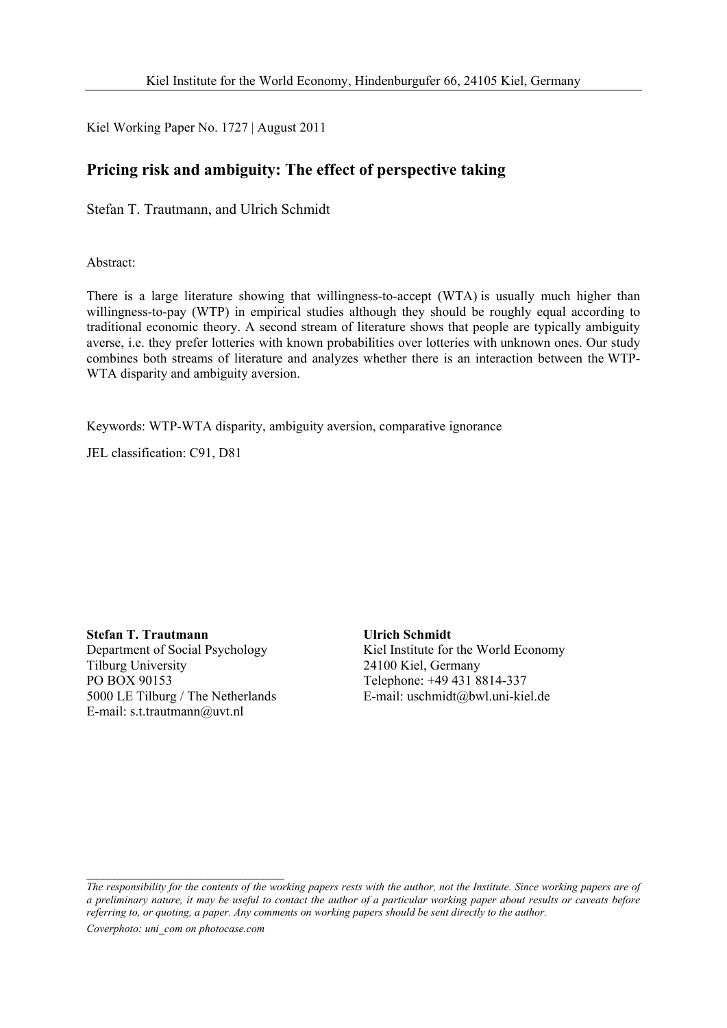Kiel Working Paper No. 1727 | August 2011

## Pricing risk and ambiguity: The effect of perspective taking

Stefan T. Trautmann, and Ulrich Schmidt

Abstract:

There is a large literature showing that willingness-to-accept (WTA) is usually much higher than willingness-to-pay (WTP) in empirical studies although they should be roughly equal according to traditional economic theory. A second stream of literature shows that people are typically ambiguity averse, i.e. they prefer lotteries with known probabilities over lotteries with unknown ones. Our study combines both streams of literature and analyzes whether there is an interaction between the WTP-WTA disparity and ambiguity aversion.

Keywords: WTP-WTA disparity, ambiguity aversion, comparative ignorance

JEL classification: C91, D81

**Stefan T. Trautmann**
Department of Social Psychology
Tilburg University
PO BOX 90153
5000 LE Tilburg / The Netherlands
E-mail: s.t.trautmann@uvt.nl

**Ulrich Schmidt**
Kiel Institute for the World Economy
24100 Kiel, Germany
Telephone: +49 431 8814-337
E-mail: uschmidt@bwl.uni-kiel.de

*The responsibility for the contents of the working papers rests with the author, not the Institute. Since working papers are of a preliminary nature, it may be useful to contact the author of a particular working paper about results or caveats before referring to, or quoting, a paper. Any comments on working papers should be sent directly to the author.*

*Coverphoto: uni_com on photocase.com*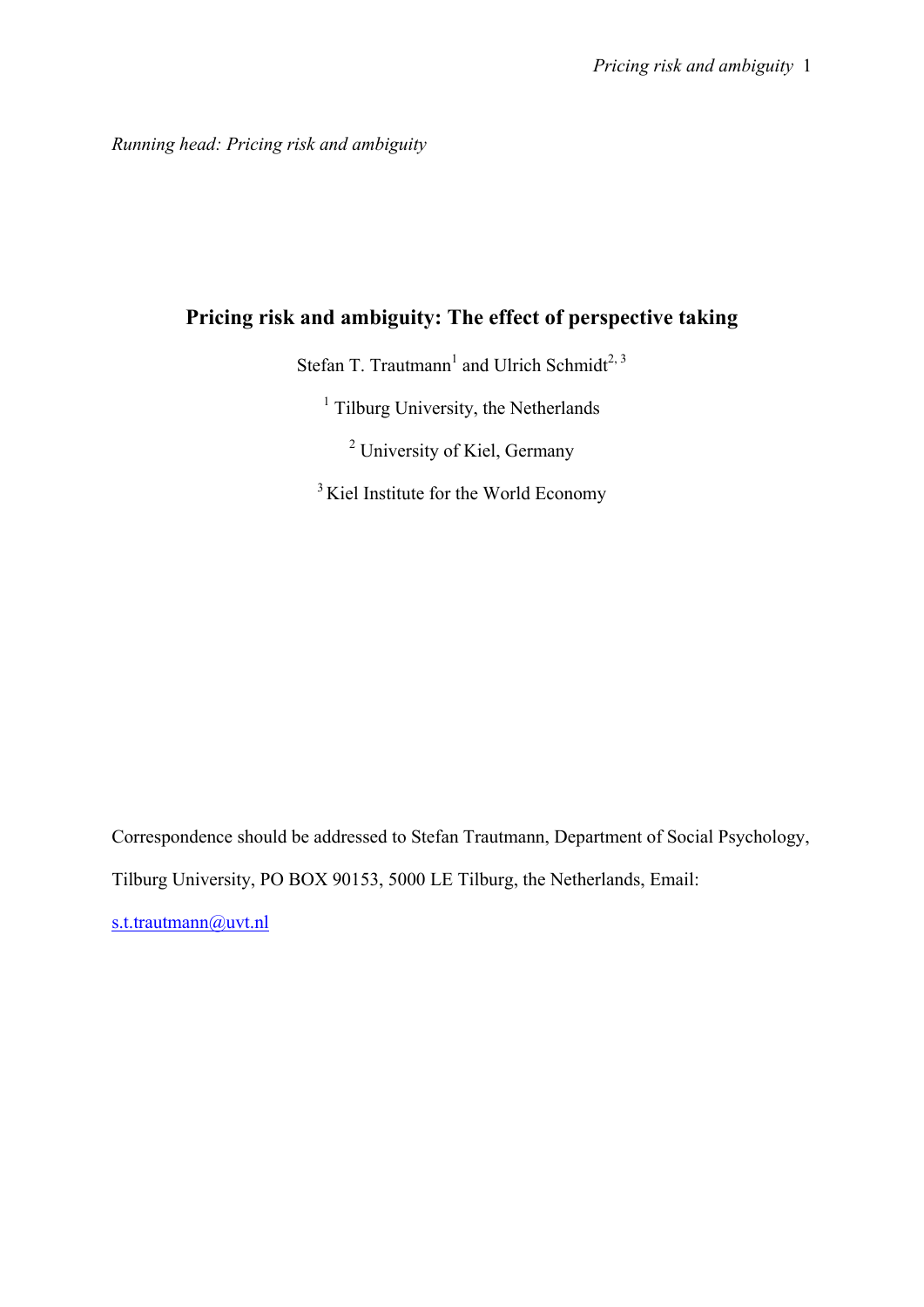Running head: Pricing risk and ambiguity

# Pricing risk and ambiguity: The effect of perspective taking

Stefan T. Trautmann[1] and Ulrich Schmidt[2, 3]

[1] Tilburg University, the Netherlands

[2] University of Kiel, Germany

[3] Kiel Institute for the World Economy

Correspondence should be addressed to Stefan Trautmann, Department of Social Psychology, Tilburg University, PO BOX 90153, 5000 LE Tilburg, the Netherlands, Email: s.t.trautmann@uvt.nl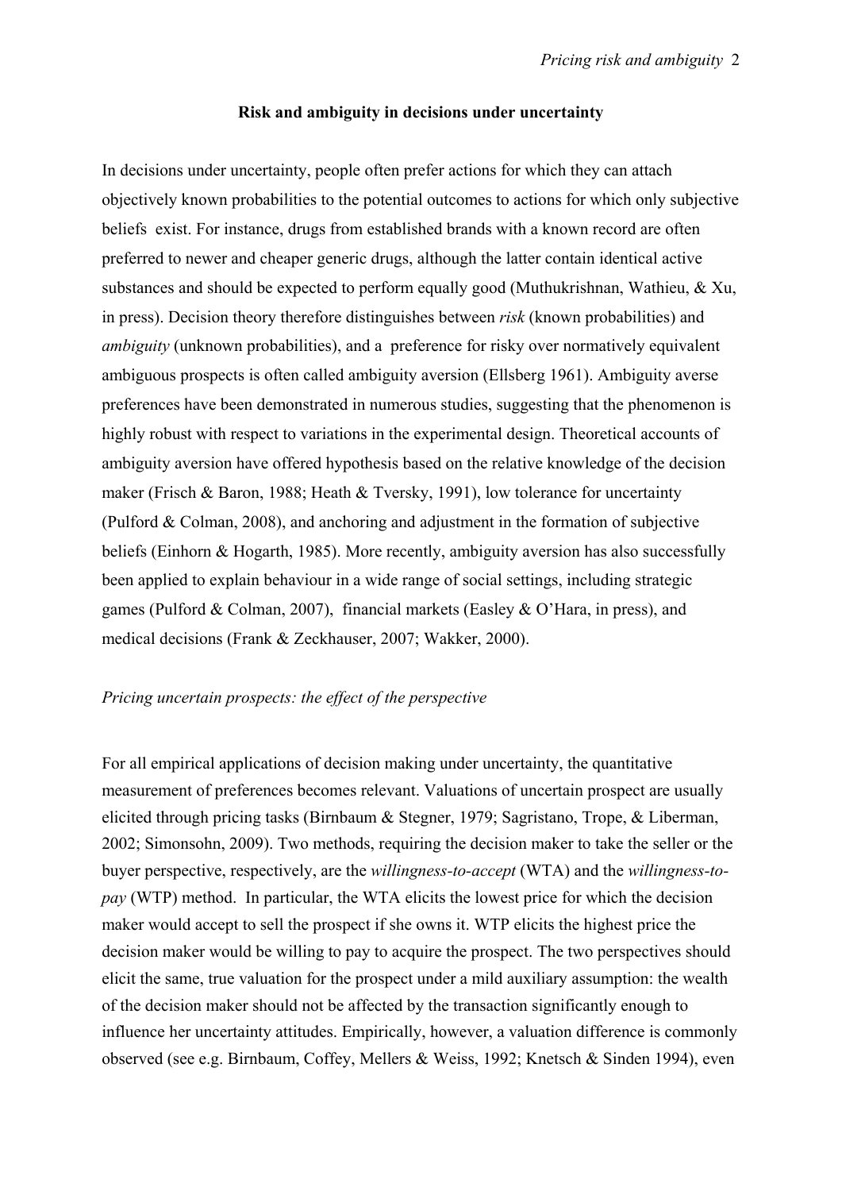## Risk and ambiguity in decisions under uncertainty

In decisions under uncertainty, people often prefer actions for which they can attach objectively known probabilities to the potential outcomes to actions for which only subjective beliefs exist. For instance, drugs from established brands with a known record are often preferred to newer and cheaper generic drugs, although the latter contain identical active substances and should be expected to perform equally good (Muthukrishnan, Wathieu, & Xu, in press). Decision theory therefore distinguishes between *risk* (known probabilities) and *ambiguity* (unknown probabilities), and a preference for risky over normatively equivalent ambiguous prospects is often called ambiguity aversion (Ellsberg 1961). Ambiguity averse preferences have been demonstrated in numerous studies, suggesting that the phenomenon is highly robust with respect to variations in the experimental design. Theoretical accounts of ambiguity aversion have offered hypothesis based on the relative knowledge of the decision maker (Frisch & Baron, 1988; Heath & Tversky, 1991), low tolerance for uncertainty (Pulford & Colman, 2008), and anchoring and adjustment in the formation of subjective beliefs (Einhorn & Hogarth, 1985). More recently, ambiguity aversion has also successfully been applied to explain behaviour in a wide range of social settings, including strategic games (Pulford & Colman, 2007), financial markets (Easley & O'Hara, in press), and medical decisions (Frank & Zeckhauser, 2007; Wakker, 2000).

### *Pricing uncertain prospects: the effect of the perspective*

For all empirical applications of decision making under uncertainty, the quantitative measurement of preferences becomes relevant. Valuations of uncertain prospect are usually elicited through pricing tasks (Birnbaum & Stegner, 1979; Sagristano, Trope, & Liberman, 2002; Simonsohn, 2009). Two methods, requiring the decision maker to take the seller or the buyer perspective, respectively, are the *willingness-to-accept* (WTA) and the *willingness-to-pay* (WTP) method. In particular, the WTA elicits the lowest price for which the decision maker would accept to sell the prospect if she owns it. WTP elicits the highest price the decision maker would be willing to pay to acquire the prospect. The two perspectives should elicit the same, true valuation for the prospect under a mild auxiliary assumption: the wealth of the decision maker should not be affected by the transaction significantly enough to influence her uncertainty attitudes. Empirically, however, a valuation difference is commonly observed (see e.g. Birnbaum, Coffey, Mellers & Weiss, 1992; Knetsch & Sinden 1994), even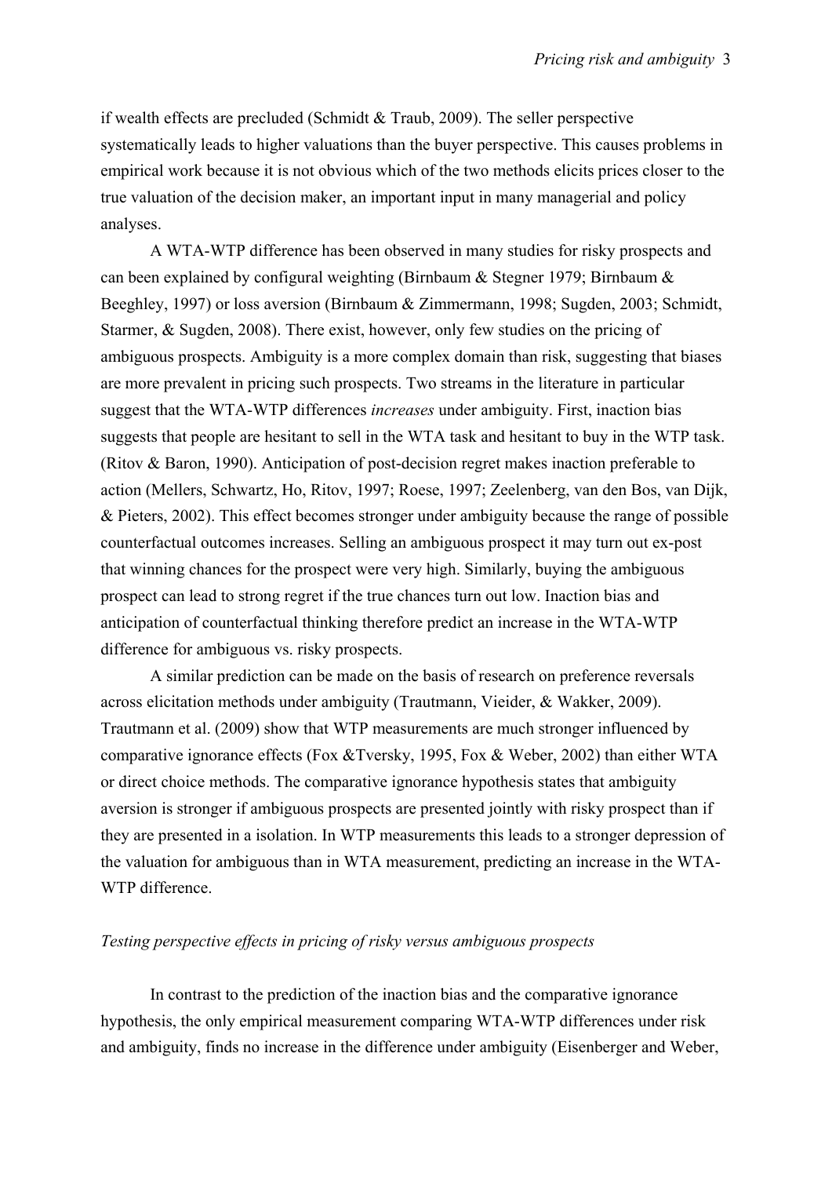if wealth effects are precluded (Schmidt & Traub, 2009). The seller perspective systematically leads to higher valuations than the buyer perspective. This causes problems in empirical work because it is not obvious which of the two methods elicits prices closer to the true valuation of the decision maker, an important input in many managerial and policy analyses.

A WTA-WTP difference has been observed in many studies for risky prospects and can been explained by configural weighting (Birnbaum & Stegner 1979; Birnbaum & Beeghley, 1997) or loss aversion (Birnbaum & Zimmermann, 1998; Sugden, 2003; Schmidt, Starmer, & Sugden, 2008). There exist, however, only few studies on the pricing of ambiguous prospects. Ambiguity is a more complex domain than risk, suggesting that biases are more prevalent in pricing such prospects. Two streams in the literature in particular suggest that the WTA-WTP differences *increases* under ambiguity. First, inaction bias suggests that people are hesitant to sell in the WTA task and hesitant to buy in the WTP task. (Ritov & Baron, 1990). Anticipation of post-decision regret makes inaction preferable to action (Mellers, Schwartz, Ho, Ritov, 1997; Roese, 1997; Zeelenberg, van den Bos, van Dijk, & Pieters, 2002). This effect becomes stronger under ambiguity because the range of possible counterfactual outcomes increases. Selling an ambiguous prospect it may turn out ex-post that winning chances for the prospect were very high. Similarly, buying the ambiguous prospect can lead to strong regret if the true chances turn out low. Inaction bias and anticipation of counterfactual thinking therefore predict an increase in the WTA-WTP difference for ambiguous vs. risky prospects.

A similar prediction can be made on the basis of research on preference reversals across elicitation methods under ambiguity (Trautmann, Vieider, & Wakker, 2009). Trautmann et al. (2009) show that WTP measurements are much stronger influenced by comparative ignorance effects (Fox &Tversky, 1995, Fox & Weber, 2002) than either WTA or direct choice methods. The comparative ignorance hypothesis states that ambiguity aversion is stronger if ambiguous prospects are presented jointly with risky prospect than if they are presented in a isolation. In WTP measurements this leads to a stronger depression of the valuation for ambiguous than in WTA measurement, predicting an increase in the WTA-WTP difference.

### *Testing perspective effects in pricing of risky versus ambiguous prospects*

In contrast to the prediction of the inaction bias and the comparative ignorance hypothesis, the only empirical measurement comparing WTA-WTP differences under risk and ambiguity, finds no increase in the difference under ambiguity (Eisenberger and Weber,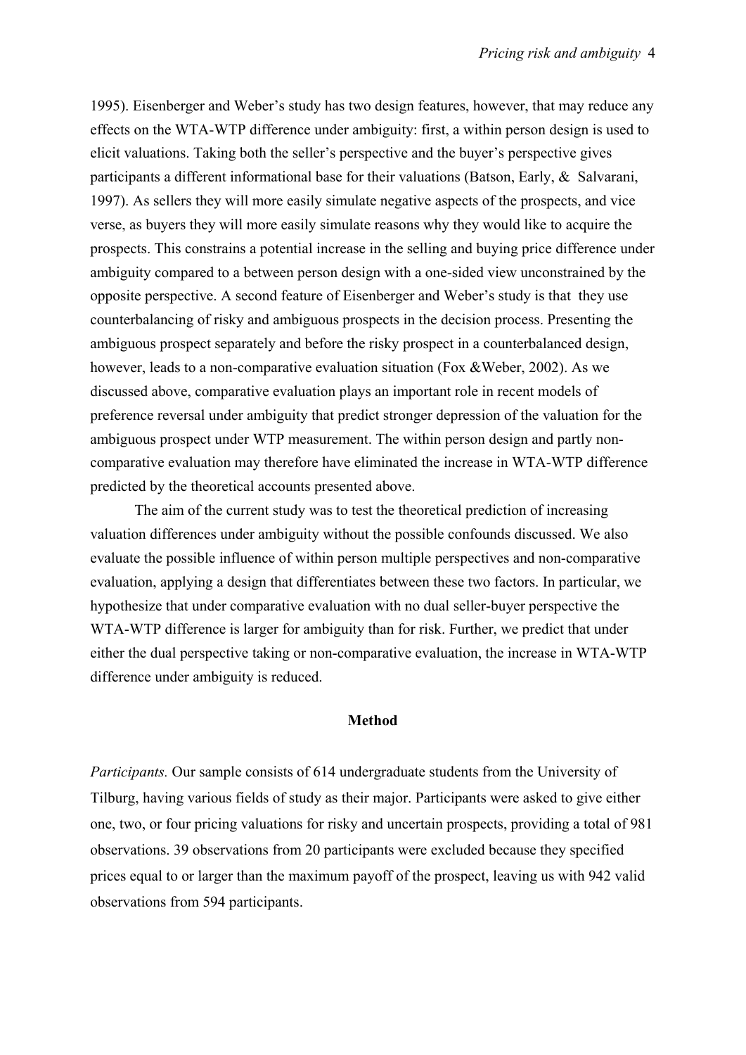1995). Eisenberger and Weber's study has two design features, however, that may reduce any effects on the WTA-WTP difference under ambiguity: first, a within person design is used to elicit valuations. Taking both the seller's perspective and the buyer's perspective gives participants a different informational base for their valuations (Batson, Early, & Salvarani, 1997). As sellers they will more easily simulate negative aspects of the prospects, and vice verse, as buyers they will more easily simulate reasons why they would like to acquire the prospects. This constrains a potential increase in the selling and buying price difference under ambiguity compared to a between person design with a one-sided view unconstrained by the opposite perspective. A second feature of Eisenberger and Weber's study is that they use counterbalancing of risky and ambiguous prospects in the decision process. Presenting the ambiguous prospect separately and before the risky prospect in a counterbalanced design, however, leads to a non-comparative evaluation situation (Fox &Weber, 2002). As we discussed above, comparative evaluation plays an important role in recent models of preference reversal under ambiguity that predict stronger depression of the valuation for the ambiguous prospect under WTP measurement. The within person design and partly non-comparative evaluation may therefore have eliminated the increase in WTA-WTP difference predicted by the theoretical accounts presented above.

The aim of the current study was to test the theoretical prediction of increasing valuation differences under ambiguity without the possible confounds discussed. We also evaluate the possible influence of within person multiple perspectives and non-comparative evaluation, applying a design that differentiates between these two factors. In particular, we hypothesize that under comparative evaluation with no dual seller-buyer perspective the WTA-WTP difference is larger for ambiguity than for risk. Further, we predict that under either the dual perspective taking or non-comparative evaluation, the increase in WTA-WTP difference under ambiguity is reduced.

## Method

*Participants.* Our sample consists of 614 undergraduate students from the University of Tilburg, having various fields of study as their major. Participants were asked to give either one, two, or four pricing valuations for risky and uncertain prospects, providing a total of 981 observations. 39 observations from 20 participants were excluded because they specified prices equal to or larger than the maximum payoff of the prospect, leaving us with 942 valid observations from 594 participants.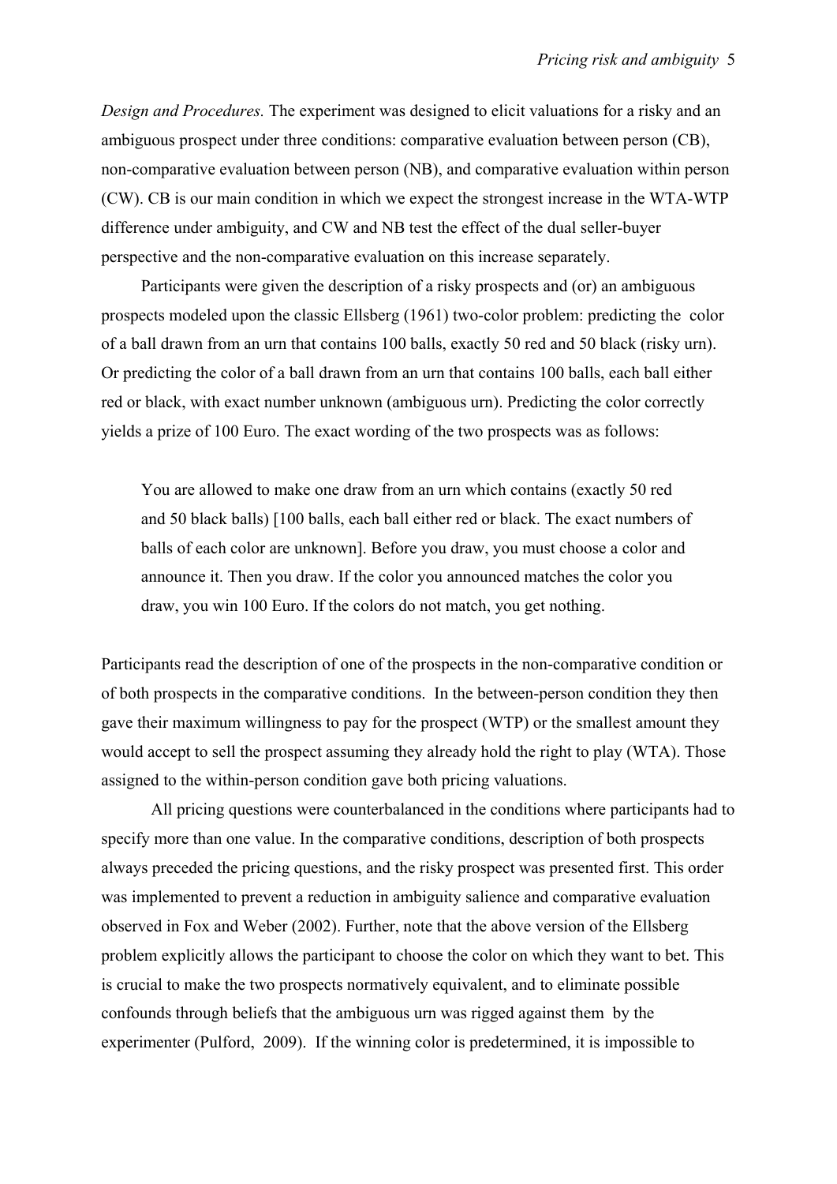*Design and Procedures.* The experiment was designed to elicit valuations for a risky and an ambiguous prospect under three conditions: comparative evaluation between person (CB), non-comparative evaluation between person (NB), and comparative evaluation within person (CW). CB is our main condition in which we expect the strongest increase in the WTA-WTP difference under ambiguity, and CW and NB test the effect of the dual seller-buyer perspective and the non-comparative evaluation on this increase separately.

Participants were given the description of a risky prospects and (or) an ambiguous prospects modeled upon the classic Ellsberg (1961) two-color problem: predicting the color of a ball drawn from an urn that contains 100 balls, exactly 50 red and 50 black (risky urn). Or predicting the color of a ball drawn from an urn that contains 100 balls, each ball either red or black, with exact number unknown (ambiguous urn). Predicting the color correctly yields a prize of 100 Euro. The exact wording of the two prospects was as follows:

> You are allowed to make one draw from an urn which contains (exactly 50 red and 50 black balls) [100 balls, each ball either red or black. The exact numbers of balls of each color are unknown]. Before you draw, you must choose a color and announce it. Then you draw. If the color you announced matches the color you draw, you win 100 Euro. If the colors do not match, you get nothing.

Participants read the description of one of the prospects in the non-comparative condition or of both prospects in the comparative conditions. In the between-person condition they then gave their maximum willingness to pay for the prospect (WTP) or the smallest amount they would accept to sell the prospect assuming they already hold the right to play (WTA). Those assigned to the within-person condition gave both pricing valuations.

All pricing questions were counterbalanced in the conditions where participants had to specify more than one value. In the comparative conditions, description of both prospects always preceded the pricing questions, and the risky prospect was presented first. This order was implemented to prevent a reduction in ambiguity salience and comparative evaluation observed in Fox and Weber (2002). Further, note that the above version of the Ellsberg problem explicitly allows the participant to choose the color on which they want to bet. This is crucial to make the two prospects normatively equivalent, and to eliminate possible confounds through beliefs that the ambiguous urn was rigged against them by the experimenter (Pulford, 2009). If the winning color is predetermined, it is impossible to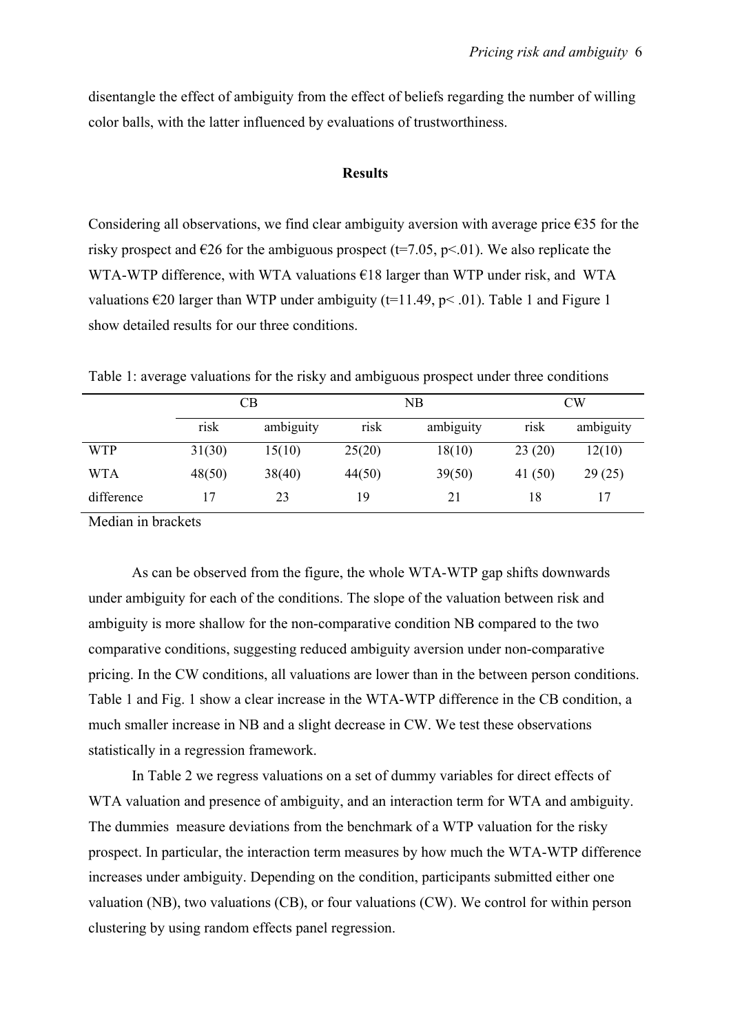disentangle the effect of ambiguity from the effect of beliefs regarding the number of willing color balls, with the latter influenced by evaluations of trustworthiness.

## Results

Considering all observations, we find clear ambiguity aversion with average price €35 for the risky prospect and €26 for the ambiguous prospect ($t=7.05$, $p<.01$). We also replicate the WTA-WTP difference, with WTA valuations €18 larger than WTP under risk, and WTA valuations €20 larger than WTP under ambiguity ($t=11.49$, $p< .01$). Table 1 and Figure 1 show detailed results for our three conditions.

Table 1: average valuations for the risky and ambiguous prospect under three conditions

| | CB | | NB | | CW | |
|---|---|---|---|---|---|---|
| | risk | ambiguity | risk | ambiguity | risk | ambiguity |
| WTP | 31(30) | 15(10) | 25(20) | 18(10) | 23 (20) | 12(10) |
| WTA | 48(50) | 38(40) | 44(50) | 39(50) | 41 (50) | 29 (25) |
| difference | 17 | 23 | 19 | 21 | 18 | 17 |

Median in brackets

As can be observed from the figure, the whole WTA-WTP gap shifts downwards under ambiguity for each of the conditions. The slope of the valuation between risk and ambiguity is more shallow for the non-comparative condition NB compared to the two comparative conditions, suggesting reduced ambiguity aversion under non-comparative pricing. In the CW conditions, all valuations are lower than in the between person conditions. Table 1 and Fig. 1 show a clear increase in the WTA-WTP difference in the CB condition, a much smaller increase in NB and a slight decrease in CW. We test these observations statistically in a regression framework.

In Table 2 we regress valuations on a set of dummy variables for direct effects of WTA valuation and presence of ambiguity, and an interaction term for WTA and ambiguity. The dummies measure deviations from the benchmark of a WTP valuation for the risky prospect. In particular, the interaction term measures by how much the WTA-WTP difference increases under ambiguity. Depending on the condition, participants submitted either one valuation (NB), two valuations (CB), or four valuations (CW). We control for within person clustering by using random effects panel regression.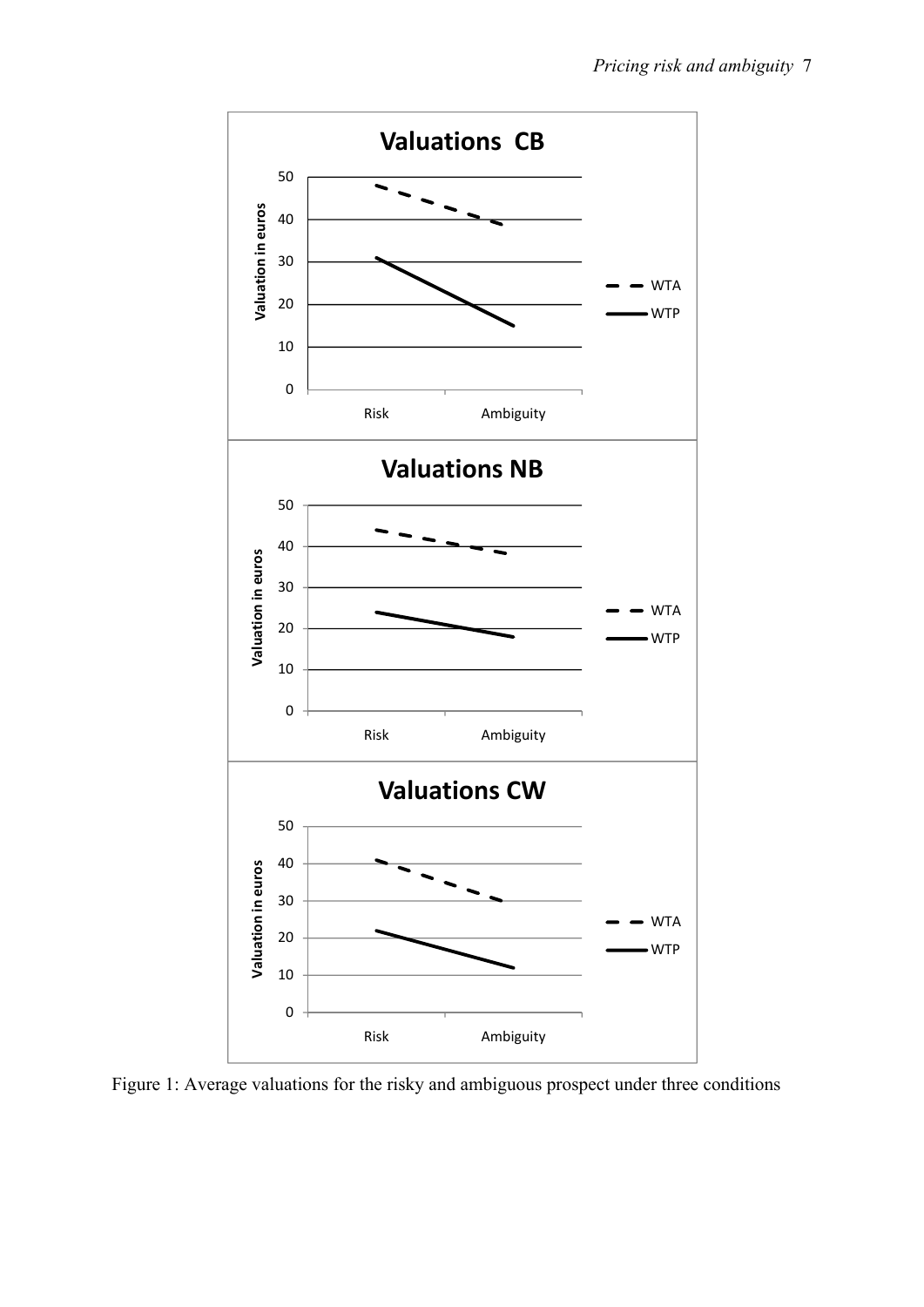Figure 1: Average valuations for the risky and ambiguous prospect under three conditions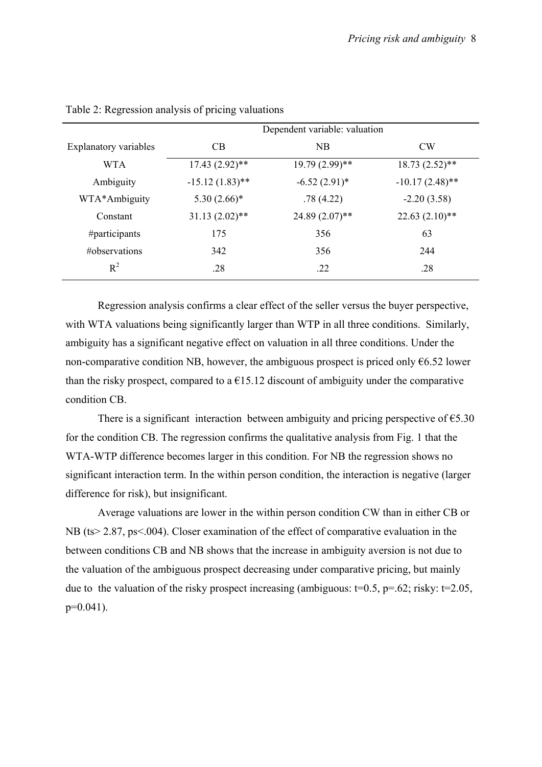Table 2: Regression analysis of pricing valuations

| | Dependent variable: valuation | | |
|---|---|---|---|
| Explanatory variables | CB | NB | CW |
| WTA | 17.43 (2.92)** | 19.79 (2.99)** | 18.73 (2.52)** |
| Ambiguity | -15.12 (1.83)** | -6.52 (2.91)* | -10.17 (2.48)** |
| WTA*Ambiguity | 5.30 (2.66)* | .78 (4.22) | -2.20 (3.58) |
| Constant | 31.13 (2.02)** | 24.89 (2.07)** | 22.63 (2.10)** |
| #participants | 175 | 356 | 63 |
| #observations | 342 | 356 | 244 |
| $R^2$ | .28 | .22 | .28 |

Regression analysis confirms a clear effect of the seller versus the buyer perspective, with WTA valuations being significantly larger than WTP in all three conditions. Similarly, ambiguity has a significant negative effect on valuation in all three conditions. Under the non-comparative condition NB, however, the ambiguous prospect is priced only €6.52 lower than the risky prospect, compared to a €15.12 discount of ambiguity under the comparative condition CB.

There is a significant interaction between ambiguity and pricing perspective of €5.30 for the condition CB. The regression confirms the qualitative analysis from Fig. 1 that the WTA-WTP difference becomes larger in this condition. For NB the regression shows no significant interaction term. In the within person condition, the interaction is negative (larger difference for risk), but insignificant.

Average valuations are lower in the within person condition CW than in either CB or NB (ts> 2.87, ps<.004). Closer examination of the effect of comparative evaluation in the between conditions CB and NB shows that the increase in ambiguity aversion is not due to the valuation of the ambiguous prospect decreasing under comparative pricing, but mainly due to the valuation of the risky prospect increasing (ambiguous: $t=0.5$, $p=.62$; risky: $t=2.05$, $p=0.041$).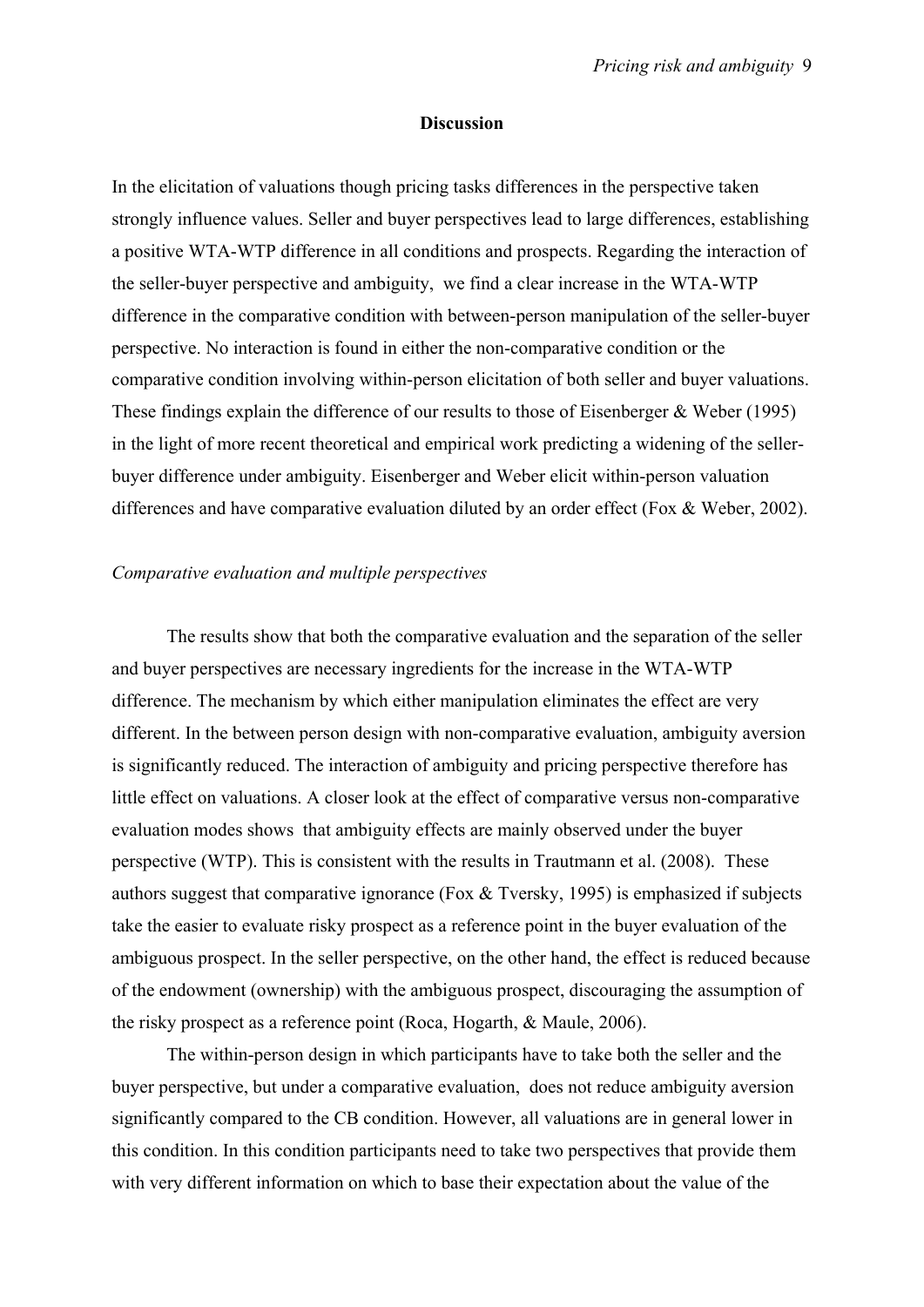## Discussion

In the elicitation of valuations though pricing tasks differences in the perspective taken strongly influence values. Seller and buyer perspectives lead to large differences, establishing a positive WTA-WTP difference in all conditions and prospects. Regarding the interaction of the seller-buyer perspective and ambiguity, we find a clear increase in the WTA-WTP difference in the comparative condition with between-person manipulation of the seller-buyer perspective. No interaction is found in either the non-comparative condition or the comparative condition involving within-person elicitation of both seller and buyer valuations. These findings explain the difference of our results to those of Eisenberger & Weber (1995) in the light of more recent theoretical and empirical work predicting a widening of the seller-buyer difference under ambiguity. Eisenberger and Weber elicit within-person valuation differences and have comparative evaluation diluted by an order effect (Fox & Weber, 2002).

### *Comparative evaluation and multiple perspectives*

The results show that both the comparative evaluation and the separation of the seller and buyer perspectives are necessary ingredients for the increase in the WTA-WTP difference. The mechanism by which either manipulation eliminates the effect are very different. In the between person design with non-comparative evaluation, ambiguity aversion is significantly reduced. The interaction of ambiguity and pricing perspective therefore has little effect on valuations. A closer look at the effect of comparative versus non-comparative evaluation modes shows that ambiguity effects are mainly observed under the buyer perspective (WTP). This is consistent with the results in Trautmann et al. (2008). These authors suggest that comparative ignorance (Fox & Tversky, 1995) is emphasized if subjects take the easier to evaluate risky prospect as a reference point in the buyer evaluation of the ambiguous prospect. In the seller perspective, on the other hand, the effect is reduced because of the endowment (ownership) with the ambiguous prospect, discouraging the assumption of the risky prospect as a reference point (Roca, Hogarth, & Maule, 2006).

The within-person design in which participants have to take both the seller and the buyer perspective, but under a comparative evaluation, does not reduce ambiguity aversion significantly compared to the CB condition. However, all valuations are in general lower in this condition. In this condition participants need to take two perspectives that provide them with very different information on which to base their expectation about the value of the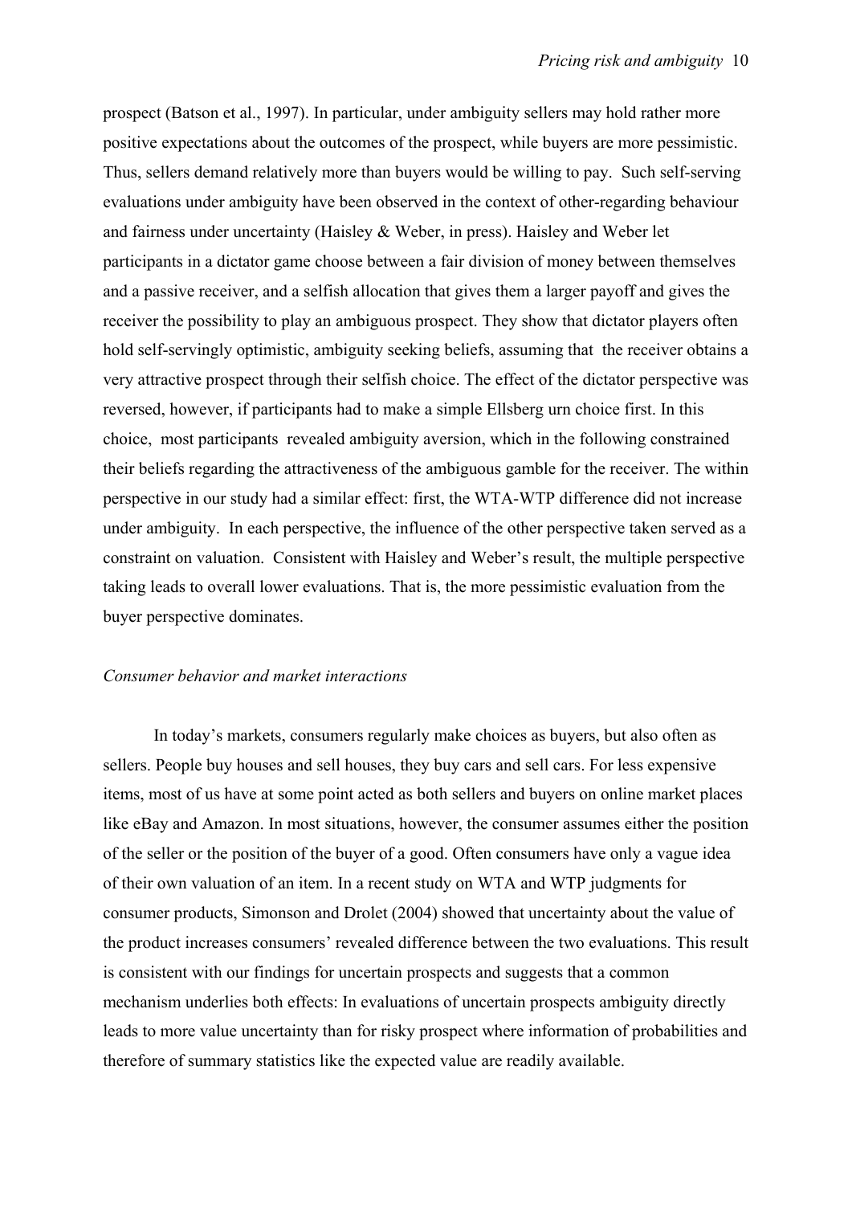prospect (Batson et al., 1997). In particular, under ambiguity sellers may hold rather more positive expectations about the outcomes of the prospect, while buyers are more pessimistic. Thus, sellers demand relatively more than buyers would be willing to pay. Such self-serving evaluations under ambiguity have been observed in the context of other-regarding behaviour and fairness under uncertainty (Haisley & Weber, in press). Haisley and Weber let participants in a dictator game choose between a fair division of money between themselves and a passive receiver, and a selfish allocation that gives them a larger payoff and gives the receiver the possibility to play an ambiguous prospect. They show that dictator players often hold self-servingly optimistic, ambiguity seeking beliefs, assuming that the receiver obtains a very attractive prospect through their selfish choice. The effect of the dictator perspective was reversed, however, if participants had to make a simple Ellsberg urn choice first. In this choice, most participants revealed ambiguity aversion, which in the following constrained their beliefs regarding the attractiveness of the ambiguous gamble for the receiver. The within perspective in our study had a similar effect: first, the WTA-WTP difference did not increase under ambiguity. In each perspective, the influence of the other perspective taken served as a constraint on valuation. Consistent with Haisley and Weber's result, the multiple perspective taking leads to overall lower evaluations. That is, the more pessimistic evaluation from the buyer perspective dominates.

*Consumer behavior and market interactions*

In today's markets, consumers regularly make choices as buyers, but also often as sellers. People buy houses and sell houses, they buy cars and sell cars. For less expensive items, most of us have at some point acted as both sellers and buyers on online market places like eBay and Amazon. In most situations, however, the consumer assumes either the position of the seller or the position of the buyer of a good. Often consumers have only a vague idea of their own valuation of an item. In a recent study on WTA and WTP judgments for consumer products, Simonson and Drolet (2004) showed that uncertainty about the value of the product increases consumers' revealed difference between the two evaluations. This result is consistent with our findings for uncertain prospects and suggests that a common mechanism underlies both effects: In evaluations of uncertain prospects ambiguity directly leads to more value uncertainty than for risky prospect where information of probabilities and therefore of summary statistics like the expected value are readily available.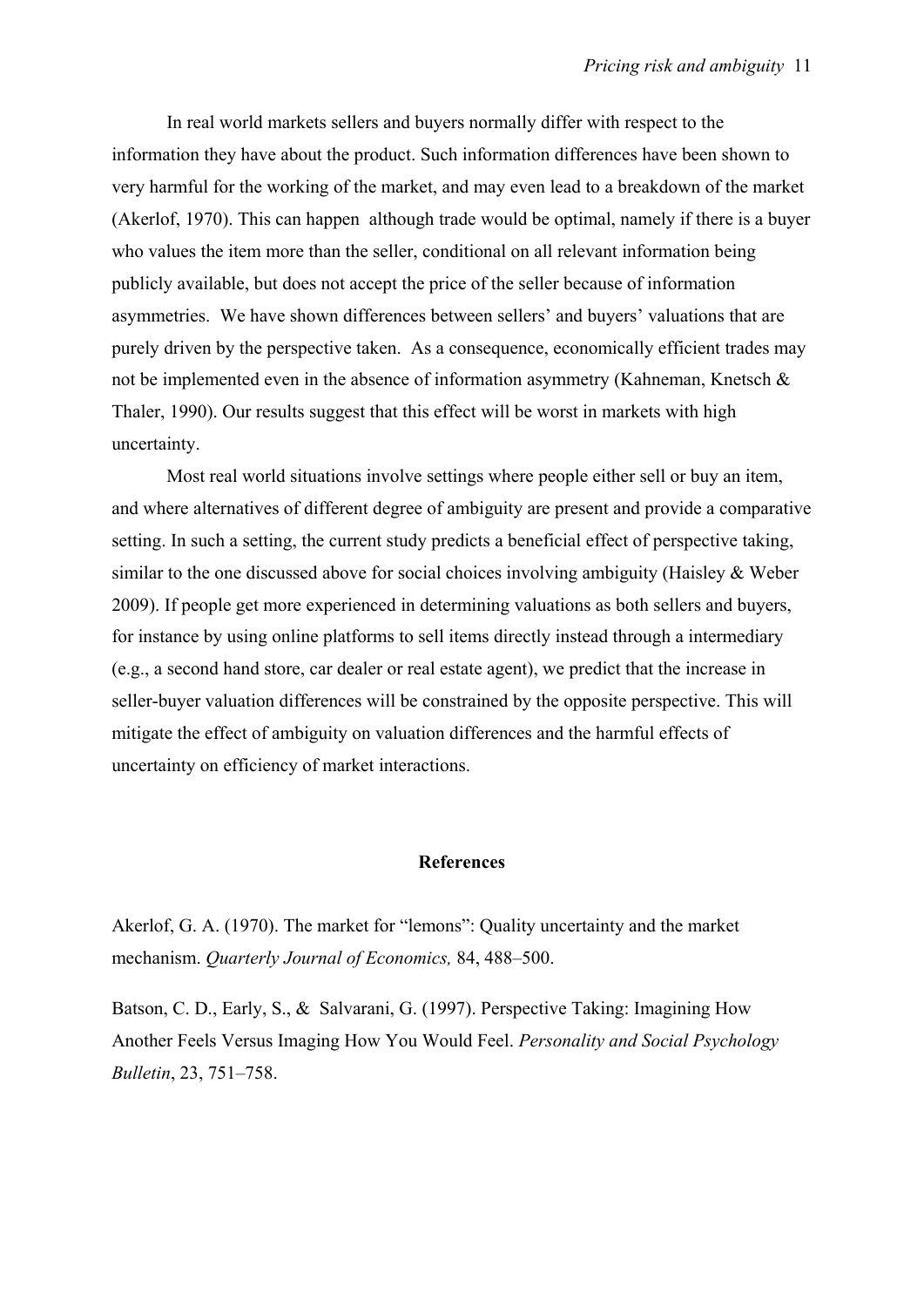In real world markets sellers and buyers normally differ with respect to the information they have about the product. Such information differences have been shown to very harmful for the working of the market, and may even lead to a breakdown of the market (Akerlof, 1970). This can happen although trade would be optimal, namely if there is a buyer who values the item more than the seller, conditional on all relevant information being publicly available, but does not accept the price of the seller because of information asymmetries. We have shown differences between sellers' and buyers' valuations that are purely driven by the perspective taken. As a consequence, economically efficient trades may not be implemented even in the absence of information asymmetry (Kahneman, Knetsch & Thaler, 1990). Our results suggest that this effect will be worst in markets with high uncertainty.

Most real world situations involve settings where people either sell or buy an item, and where alternatives of different degree of ambiguity are present and provide a comparative setting. In such a setting, the current study predicts a beneficial effect of perspective taking, similar to the one discussed above for social choices involving ambiguity (Haisley & Weber 2009). If people get more experienced in determining valuations as both sellers and buyers, for instance by using online platforms to sell items directly instead through a intermediary (e.g., a second hand store, car dealer or real estate agent), we predict that the increase in seller-buyer valuation differences will be constrained by the opposite perspective. This will mitigate the effect of ambiguity on valuation differences and the harmful effects of uncertainty on efficiency of market interactions.

## References

Akerlof, G. A. (1970). The market for "lemons": Quality uncertainty and the market mechanism. *Quarterly Journal of Economics,* 84, 488–500.

Batson, C. D., Early, S., & Salvarani, G. (1997). Perspective Taking: Imagining How Another Feels Versus Imaging How You Would Feel. *Personality and Social Psychology Bulletin*, 23, 751–758.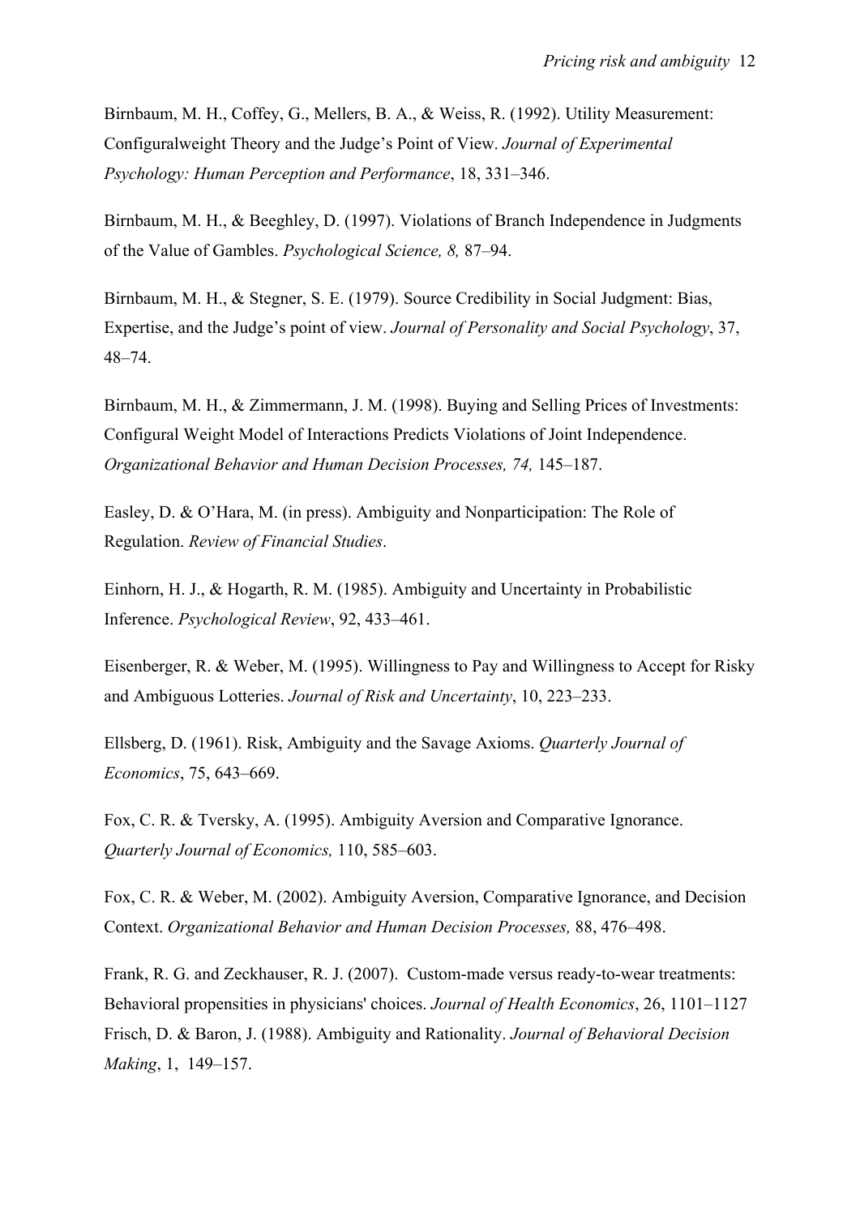Birnbaum, M. H., Coffey, G., Mellers, B. A., & Weiss, R. (1992). Utility Measurement: Configuralweight Theory and the Judge's Point of View. *Journal of Experimental Psychology: Human Perception and Performance*, 18, 331–346.

Birnbaum, M. H., & Beeghley, D. (1997). Violations of Branch Independence in Judgments of the Value of Gambles. *Psychological Science, 8,* 87–94.

Birnbaum, M. H., & Stegner, S. E. (1979). Source Credibility in Social Judgment: Bias, Expertise, and the Judge's point of view. *Journal of Personality and Social Psychology*, 37, 48–74.

Birnbaum, M. H., & Zimmermann, J. M. (1998). Buying and Selling Prices of Investments: Configural Weight Model of Interactions Predicts Violations of Joint Independence. *Organizational Behavior and Human Decision Processes, 74,* 145–187.

Easley, D. & O'Hara, M. (in press). Ambiguity and Nonparticipation: The Role of Regulation. *Review of Financial Studies*.

Einhorn, H. J., & Hogarth, R. M. (1985). Ambiguity and Uncertainty in Probabilistic Inference. *Psychological Review*, 92, 433–461.

Eisenberger, R. & Weber, M. (1995). Willingness to Pay and Willingness to Accept for Risky and Ambiguous Lotteries. *Journal of Risk and Uncertainty*, 10, 223–233.

Ellsberg, D. (1961). Risk, Ambiguity and the Savage Axioms. *Quarterly Journal of Economics*, 75, 643–669.

Fox, C. R. & Tversky, A. (1995). Ambiguity Aversion and Comparative Ignorance. *Quarterly Journal of Economics,* 110, 585–603.

Fox, C. R. & Weber, M. (2002). Ambiguity Aversion, Comparative Ignorance, and Decision Context. *Organizational Behavior and Human Decision Processes,* 88, 476–498.

Frank, R. G. and Zeckhauser, R. J. (2007). Custom-made versus ready-to-wear treatments: Behavioral propensities in physicians' choices. *Journal of Health Economics*, 26, 1101–1127

Frisch, D. & Baron, J. (1988). Ambiguity and Rationality. *Journal of Behavioral Decision Making*, 1, 149–157.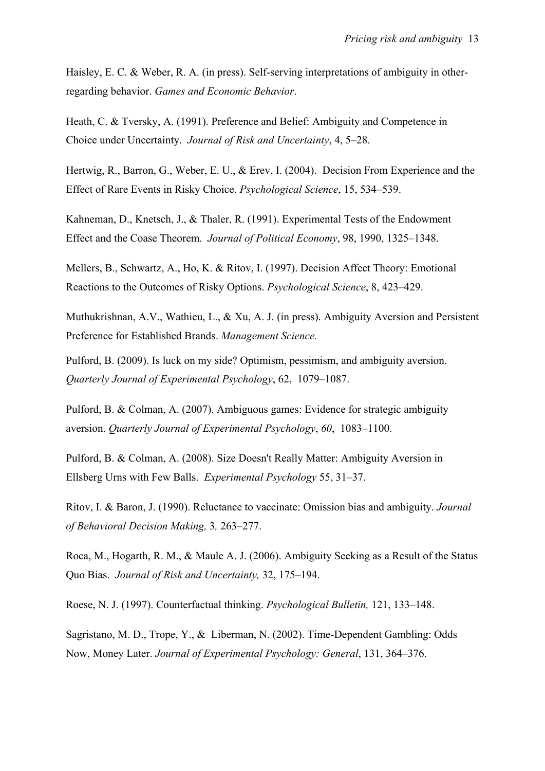Haisley, E. C. & Weber, R. A. (in press). Self-serving interpretations of ambiguity in other-regarding behavior. *Games and Economic Behavior*.

Heath, C. & Tversky, A. (1991). Preference and Belief: Ambiguity and Competence in Choice under Uncertainty. *Journal of Risk and Uncertainty*, 4, 5–28.

Hertwig, R., Barron, G., Weber, E. U., & Erev, I. (2004). Decision From Experience and the Effect of Rare Events in Risky Choice. *Psychological Science*, 15, 534–539.

Kahneman, D., Knetsch, J., & Thaler, R. (1991). Experimental Tests of the Endowment Effect and the Coase Theorem. *Journal of Political Economy*, 98, 1990, 1325–1348.

Mellers, B., Schwartz, A., Ho, K. & Ritov, I. (1997). Decision Affect Theory: Emotional Reactions to the Outcomes of Risky Options. *Psychological Science*, 8, 423–429.

Muthukrishnan, A.V., Wathieu, L., & Xu, A. J. (in press). Ambiguity Aversion and Persistent Preference for Established Brands. *Management Science.*

Pulford, B. (2009). Is luck on my side? Optimism, pessimism, and ambiguity aversion. *Quarterly Journal of Experimental Psychology*, 62, 1079–1087.

Pulford, B. & Colman, A. (2007). Ambiguous games: Evidence for strategic ambiguity aversion. *Quarterly Journal of Experimental Psychology*, *60*, 1083–1100.

Pulford, B. & Colman, A. (2008). Size Doesn't Really Matter: Ambiguity Aversion in Ellsberg Urns with Few Balls. *Experimental Psychology* 55, 31–37.

Ritov, I. & Baron, J. (1990). Reluctance to vaccinate: Omission bias and ambiguity. *Journal of Behavioral Decision Making,* 3*,* 263–277.

Roca, M., Hogarth, R. M., & Maule A. J. (2006). Ambiguity Seeking as a Result of the Status Quo Bias. *Journal of Risk and Uncertainty,* 32, 175–194.

Roese, N. J. (1997). Counterfactual thinking. *Psychological Bulletin,* 121, 133–148.

Sagristano, M. D., Trope, Y., & Liberman, N. (2002). Time-Dependent Gambling: Odds Now, Money Later. *Journal of Experimental Psychology: General*, 131, 364–376.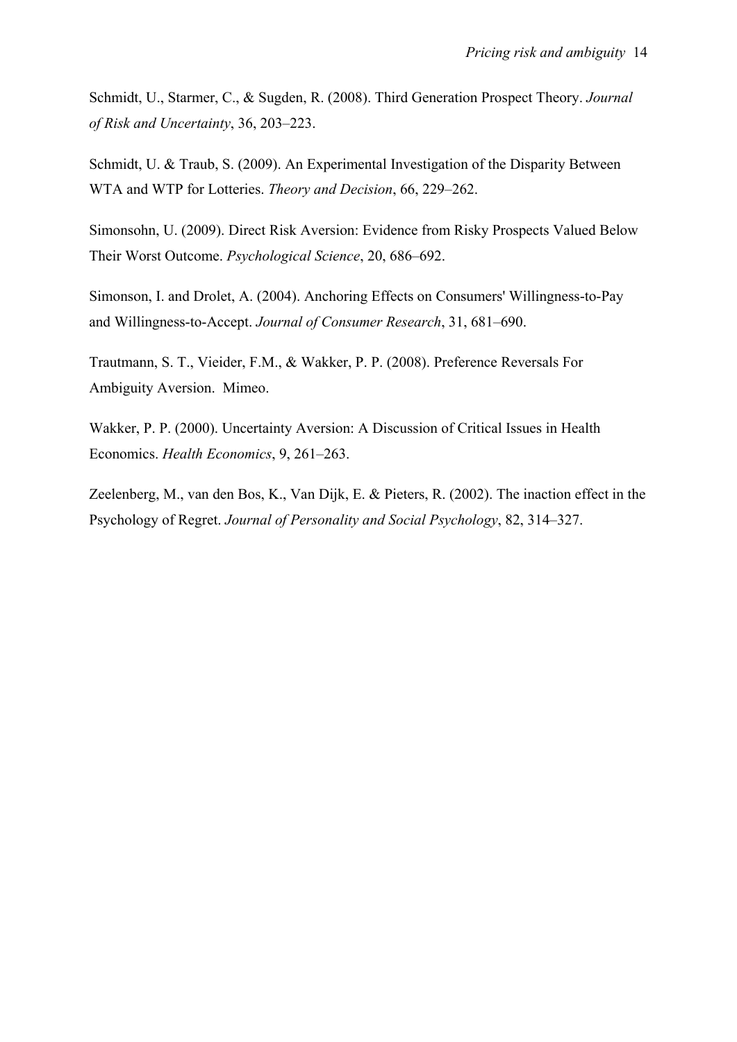Schmidt, U., Starmer, C., & Sugden, R. (2008). Third Generation Prospect Theory. *Journal of Risk and Uncertainty*, 36, 203–223.

Schmidt, U. & Traub, S. (2009). An Experimental Investigation of the Disparity Between WTA and WTP for Lotteries. *Theory and Decision*, 66, 229–262.

Simonsohn, U. (2009). Direct Risk Aversion: Evidence from Risky Prospects Valued Below Their Worst Outcome. *Psychological Science*, 20, 686–692.

Simonson, I. and Drolet, A. (2004). Anchoring Effects on Consumers' Willingness-to-Pay and Willingness-to-Accept. *Journal of Consumer Research*, 31, 681–690.

Trautmann, S. T., Vieider, F.M., & Wakker, P. P. (2008). Preference Reversals For Ambiguity Aversion. Mimeo.

Wakker, P. P. (2000). Uncertainty Aversion: A Discussion of Critical Issues in Health Economics. *Health Economics*, 9, 261–263.

Zeelenberg, M., van den Bos, K., Van Dijk, E. & Pieters, R. (2002). The inaction effect in the Psychology of Regret. *Journal of Personality and Social Psychology*, 82, 314–327.